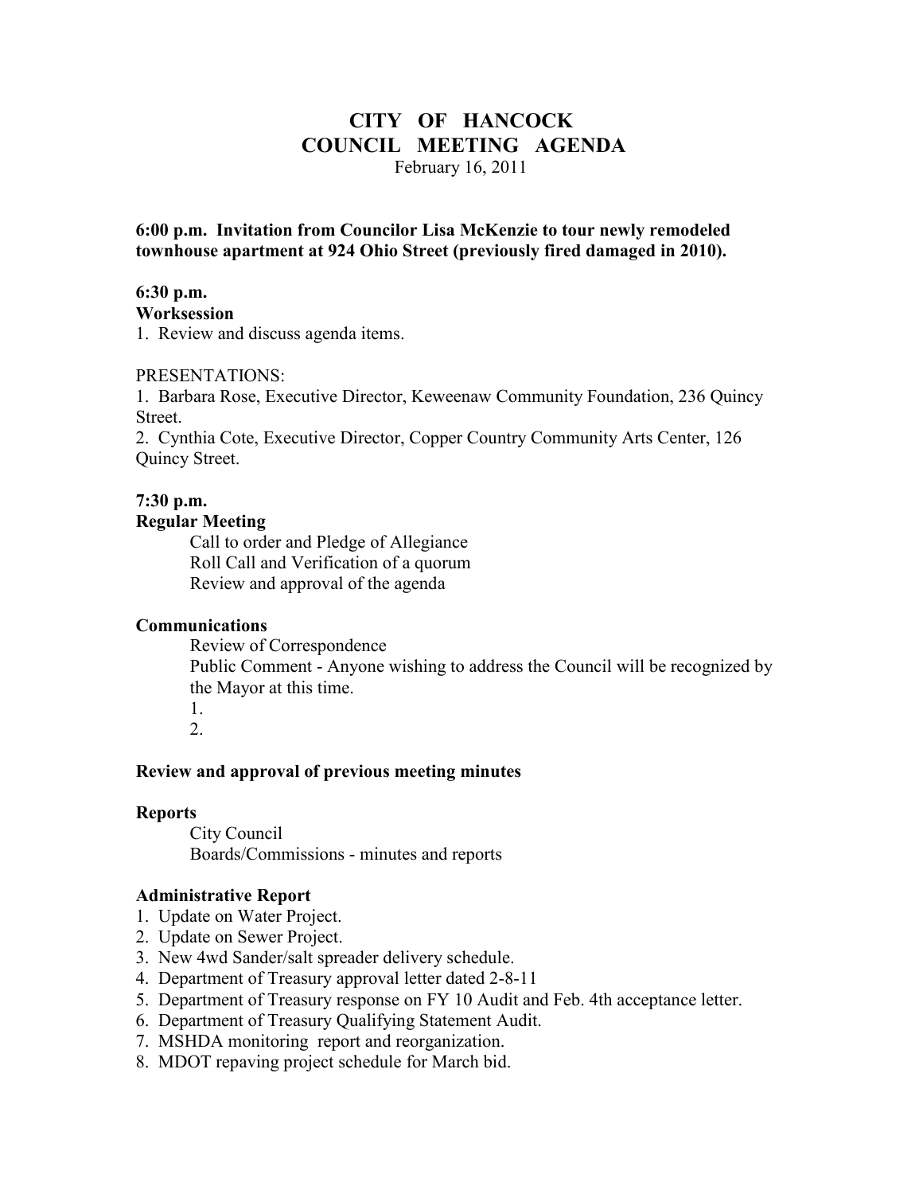# CITY OF HANCOCK
# COUNCIL MEETING AGENDA

February 16, 2011

**6:00 p.m. Invitation from Councilor Lisa McKenzie to tour newly remodeled townhouse apartment at 924 Ohio Street (previously fired damaged in 2010).**

**6:30 p.m.**
**Worksession**

1. Review and discuss agenda items.

PRESENTATIONS:

1. Barbara Rose, Executive Director, Keweenaw Community Foundation, 236 Quincy Street.
2. Cynthia Cote, Executive Director, Copper Country Community Arts Center, 126 Quincy Street.

**7:30 p.m.**
**Regular Meeting**

Call to order and Pledge of Allegiance
Roll Call and Verification of a quorum
Review and approval of the agenda

**Communications**

Review of Correspondence
Public Comment - Anyone wishing to address the Council will be recognized by the Mayor at this time.
1.
2.

**Review and approval of previous meeting minutes**

**Reports**

City Council
Boards/Commissions - minutes and reports

**Administrative Report**

1. Update on Water Project.
2. Update on Sewer Project.
3. New 4wd Sander/salt spreader delivery schedule.
4. Department of Treasury approval letter dated 2-8-11
5. Department of Treasury response on FY 10 Audit and Feb. 4th acceptance letter.
6. Department of Treasury Qualifying Statement Audit.
7. MSHDA monitoring report and reorganization.
8. MDOT repaving project schedule for March bid.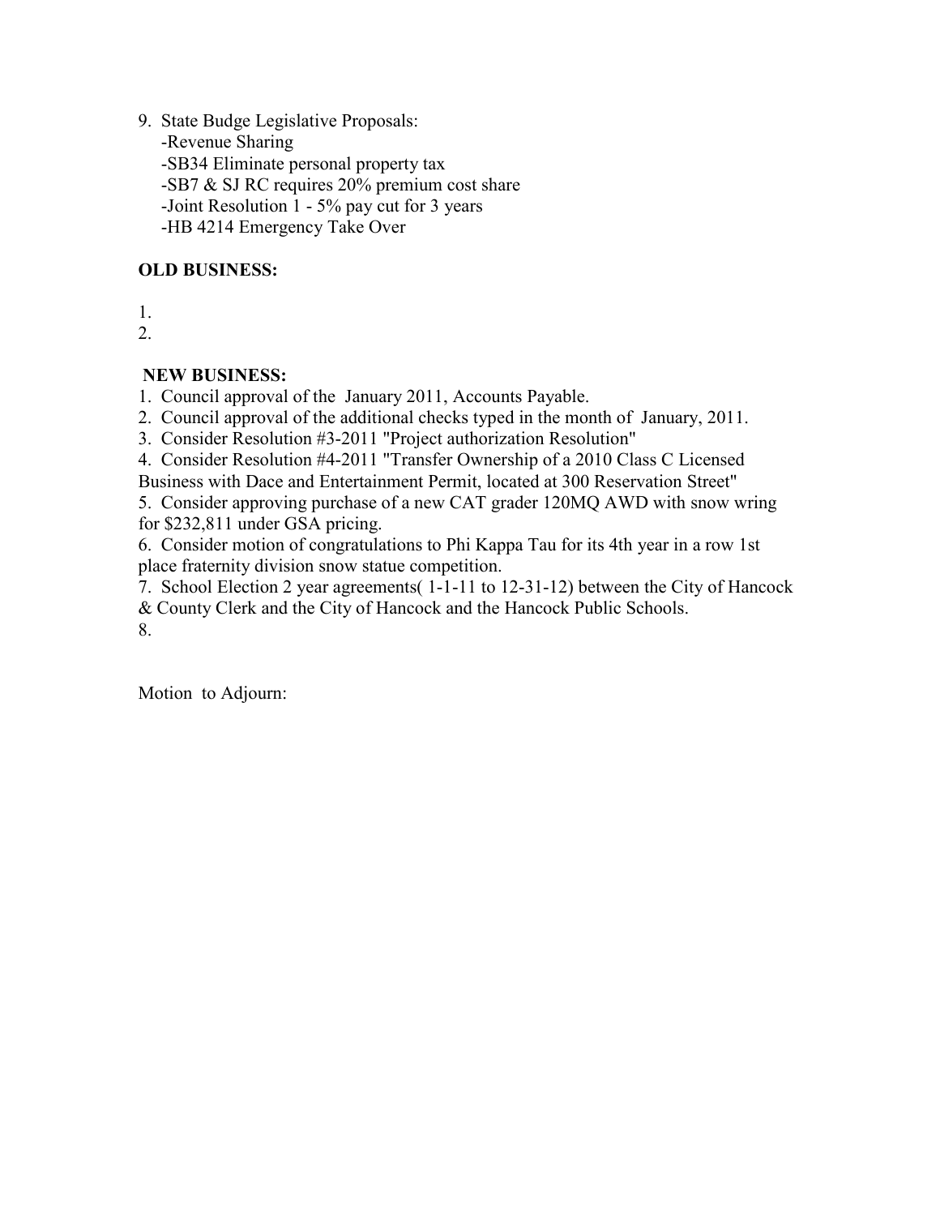9. State Budge Legislative Proposals:
   - -Revenue Sharing
   - -SB34 Eliminate personal property tax
   - -SB7 & SJ RC requires 20% premium cost share
   - -Joint Resolution 1 - 5% pay cut for 3 years
   - -HB 4214 Emergency Take Over

**OLD BUSINESS:**

1.
2.

**NEW BUSINESS:**

1. Council approval of the January 2011, Accounts Payable.
2. Council approval of the additional checks typed in the month of January, 2011.
3. Consider Resolution #3-2011 "Project authorization Resolution"
4. Consider Resolution #4-2011 "Transfer Ownership of a 2010 Class C Licensed Business with Dace and Entertainment Permit, located at 300 Reservation Street"
5. Consider approving purchase of a new CAT grader 120MQ AWD with snow wring for $232,811 under GSA pricing.
6. Consider motion of congratulations to Phi Kappa Tau for its 4th year in a row 1st place fraternity division snow statue competition.
7. School Election 2 year agreements( 1-1-11 to 12-31-12) between the City of Hancock & County Clerk and the City of Hancock and the Hancock Public Schools.
8.

Motion to Adjourn: